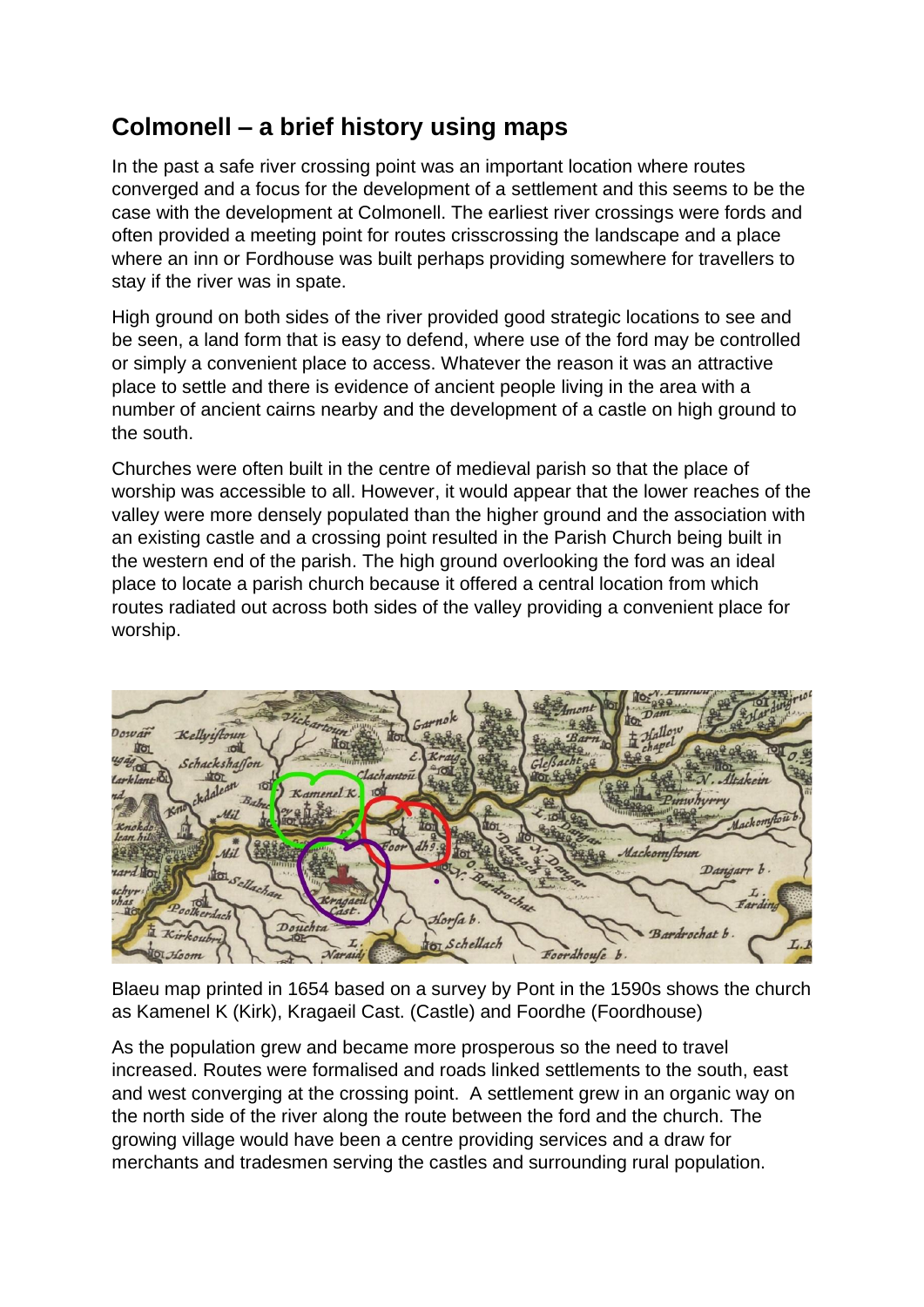# Colmonell – a brief history using maps

In the past a safe river crossing point was an important location where routes converged and a focus for the development of a settlement and this seems to be the case with the development at Colmonell. The earliest river crossings were fords and often provided a meeting point for routes crisscrossing the landscape and a place where an inn or Fordhouse was built perhaps providing somewhere for travellers to stay if the river was in spate.

High ground on both sides of the river provided good strategic locations to see and be seen, a land form that is easy to defend, where use of the ford may be controlled or simply a convenient place to access. Whatever the reason it was an attractive place to settle and there is evidence of ancient people living in the area with a number of ancient cairns nearby and the development of a castle on high ground to the south.

Churches were often built in the centre of medieval parish so that the place of worship was accessible to all. However, it would appear that the lower reaches of the valley were more densely populated than the higher ground and the association with an existing castle and a crossing point resulted in the Parish Church being built in the western end of the parish. The high ground overlooking the ford was an ideal place to locate a parish church because it offered a central location from which routes radiated out across both sides of the valley providing a convenient place for worship.

Blaeu map printed in 1654 based on a survey by Pont in the 1590s shows the church as Kamenel K (Kirk), Kragaeil Cast. (Castle) and Foordhe (Foordhouse)

As the population grew and became more prosperous so the need to travel increased. Routes were formalised and roads linked settlements to the south, east and west converging at the crossing point. A settlement grew in an organic way on the north side of the river along the route between the ford and the church. The growing village would have been a centre providing services and a draw for merchants and tradesmen serving the castles and surrounding rural population.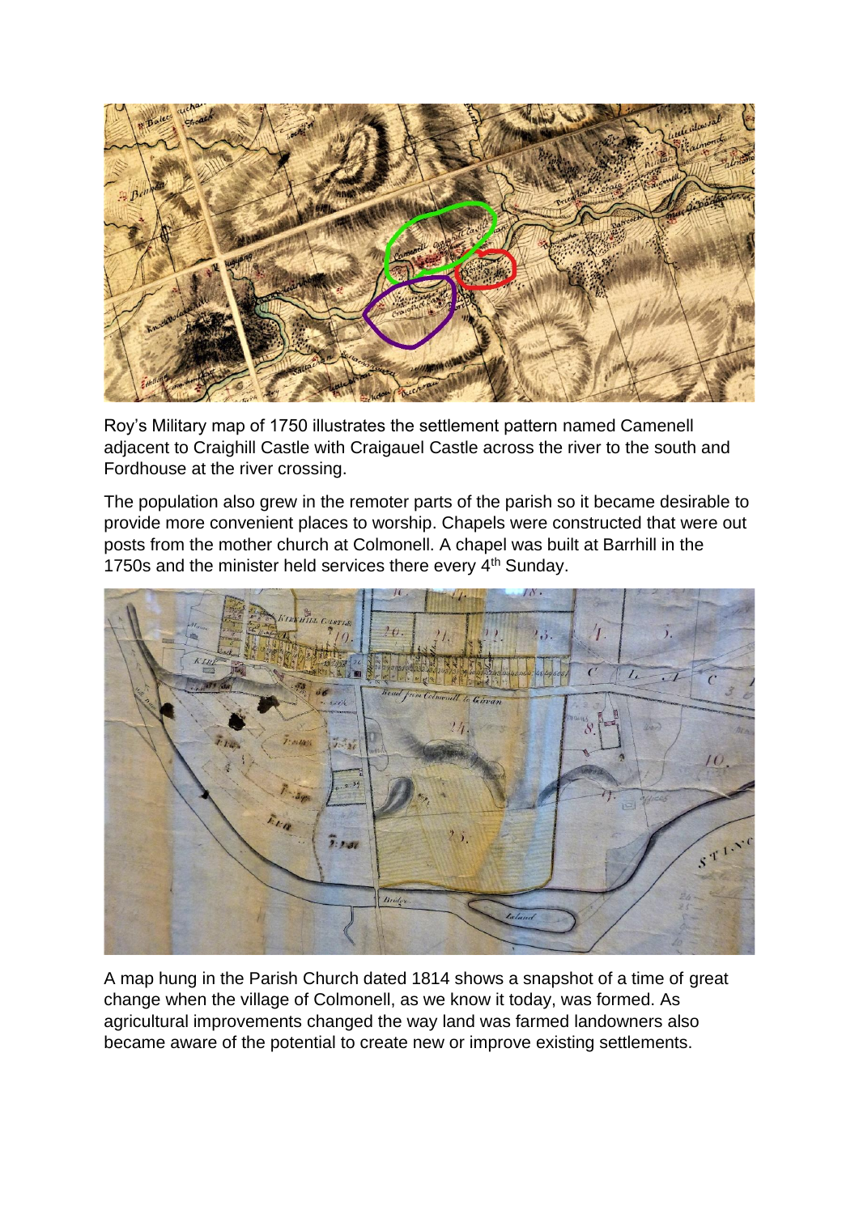Roy's Military map of 1750 illustrates the settlement pattern named Camenell adjacent to Craighill Castle with Craigauel Castle across the river to the south and Fordhouse at the river crossing.

The population also grew in the remoter parts of the parish so it became desirable to provide more convenient places to worship. Chapels were constructed that were out posts from the mother church at Colmonell. A chapel was built at Barrhill in the 1750s and the minister held services there every 4th Sunday.

A map hung in the Parish Church dated 1814 shows a snapshot of a time of great change when the village of Colmonell, as we know it today, was formed. As agricultural improvements changed the way land was farmed landowners also became aware of the potential to create new or improve existing settlements.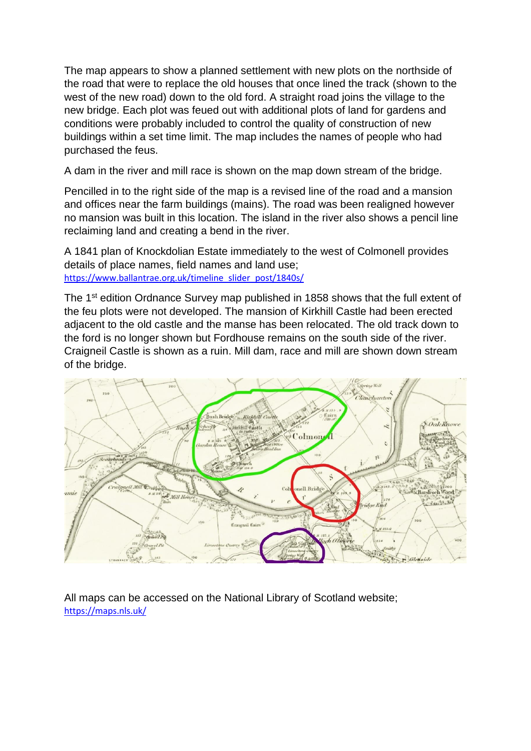The map appears to show a planned settlement with new plots on the northside of the road that were to replace the old houses that once lined the track (shown to the west of the new road) down to the old ford. A straight road joins the village to the new bridge. Each plot was feued out with additional plots of land for gardens and conditions were probably included to control the quality of construction of new buildings within a set time limit. The map includes the names of people who had purchased the feus.

A dam in the river and mill race is shown on the map down stream of the bridge.

Pencilled in to the right side of the map is a revised line of the road and a mansion and offices near the farm buildings (mains). The road was been realigned however no mansion was built in this location. The island in the river also shows a pencil line reclaiming land and creating a bend in the river.

A 1841 plan of Knockdolian Estate immediately to the west of Colmonell provides details of place names, field names and land use; https://www.ballantrae.org.uk/timeline_slider_post/1840s/

The 1st edition Ordnance Survey map published in 1858 shows that the full extent of the feu plots were not developed. The mansion of Kirkhill Castle had been erected adjacent to the old castle and the manse has been relocated. The old track down to the ford is no longer shown but Fordhouse remains on the south side of the river. Craigneil Castle is shown as a ruin. Mill dam, race and mill are shown down stream of the bridge.

All maps can be accessed on the National Library of Scotland website; https://maps.nls.uk/